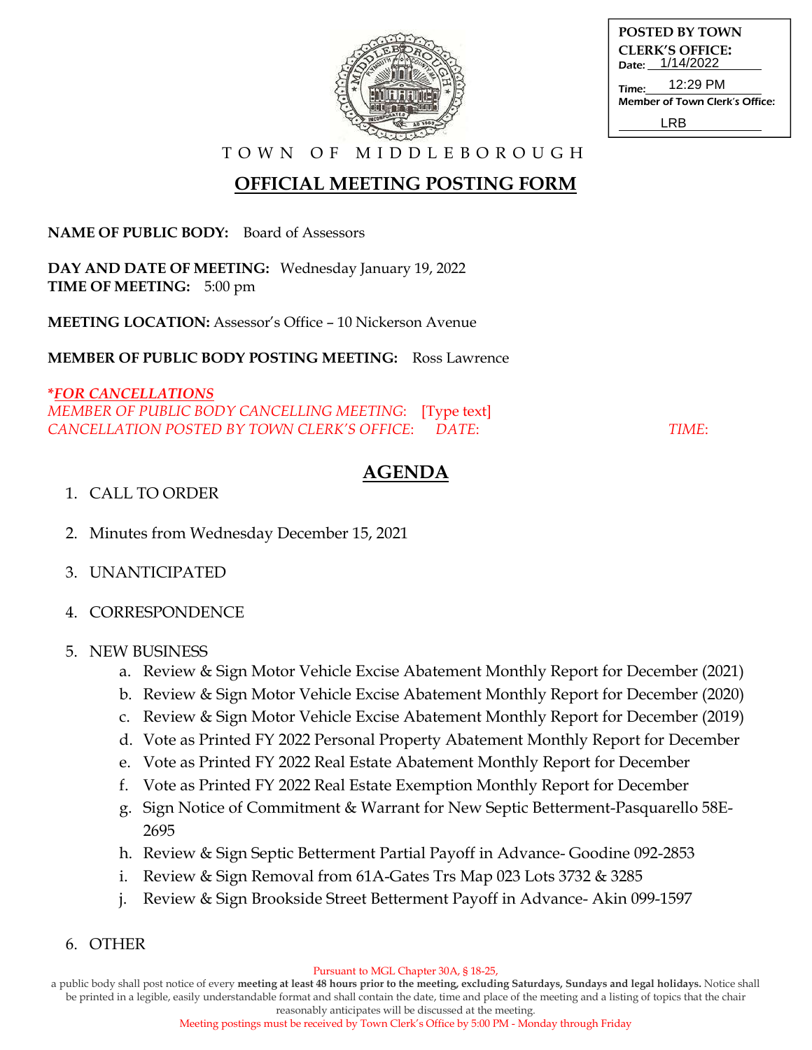POSTED BY TOWN CLERK'S OFFICE:
Date: 1/14/2022
Time: 12:29 PM
Member of Town Clerk's Office: LRB

TOWN OF MIDDLEBOROUGH

# OFFICIAL MEETING POSTING FORM

**NAME OF PUBLIC BODY:** Board of Assessors

**DAY AND DATE OF MEETING:** Wednesday January 19, 2022
**TIME OF MEETING:** 5:00 pm

**MEETING LOCATION:** Assessor's Office – 10 Nickerson Avenue

**MEMBER OF PUBLIC BODY POSTING MEETING:** Ross Lawrence

***FOR CANCELLATIONS***
*MEMBER OF PUBLIC BODY CANCELLING MEETING:* [Type text]
*CANCELLATION POSTED BY TOWN CLERK'S OFFICE: DATE: TIME:*

## AGENDA

1. CALL TO ORDER
2. Minutes from Wednesday December 15, 2021
3. UNANTICIPATED
4. CORRESPONDENCE
5. NEW BUSINESS
   a. Review & Sign Motor Vehicle Excise Abatement Monthly Report for December (2021)
   b. Review & Sign Motor Vehicle Excise Abatement Monthly Report for December (2020)
   c. Review & Sign Motor Vehicle Excise Abatement Monthly Report for December (2019)
   d. Vote as Printed FY 2022 Personal Property Abatement Monthly Report for December
   e. Vote as Printed FY 2022 Real Estate Abatement Monthly Report for December
   f. Vote as Printed FY 2022 Real Estate Exemption Monthly Report for December
   g. Sign Notice of Commitment & Warrant for New Septic Betterment-Pasquarello 58E-2695
   h. Review & Sign Septic Betterment Partial Payoff in Advance- Goodine 092-2853
   i. Review & Sign Removal from 61A-Gates Trs Map 023 Lots 3732 & 3285
   j. Review & Sign Brookside Street Betterment Payoff in Advance- Akin 099-1597
6. OTHER

Pursuant to MGL Chapter 30A, § 18-25,
a public body shall post notice of every **meeting at least 48 hours prior to the meeting, excluding Saturdays, Sundays and legal holidays.** Notice shall be printed in a legible, easily understandable format and shall contain the date, time and place of the meeting and a listing of topics that the chair reasonably anticipates will be discussed at the meeting.
Meeting postings must be received by Town Clerk's Office by 5:00 PM - Monday through Friday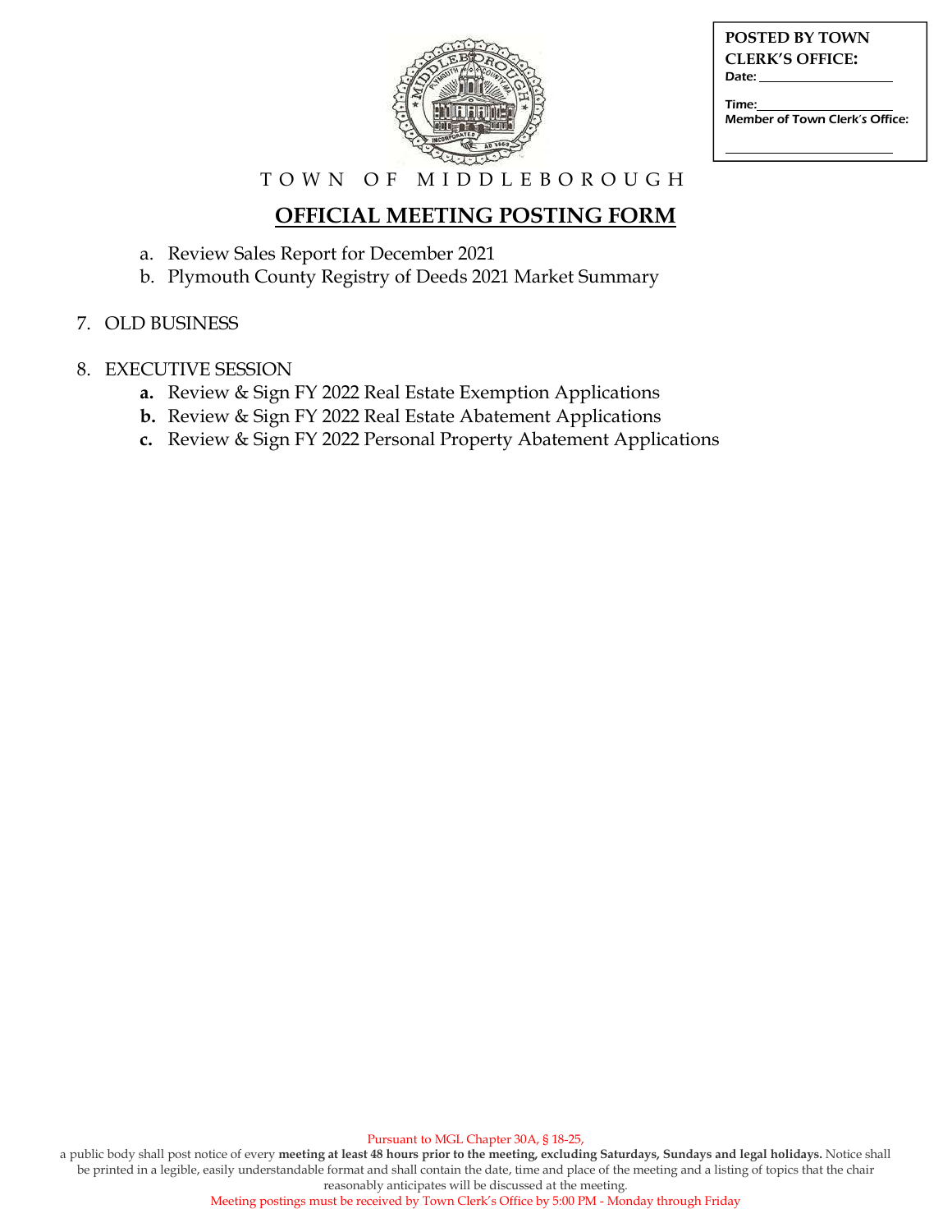**POSTED BY TOWN CLERK'S OFFICE:**
Date: \_\_\_\_\_\_\_\_\_\_\_\_\_\_\_\_

Time: \_\_\_\_\_\_\_\_\_\_\_\_\_\_\_\_
Member of Town Clerk's Office:

\_\_\_\_\_\_\_\_\_\_\_\_\_\_\_\_

TOWN OF MIDDLEBOROUGH

# OFFICIAL MEETING POSTING FORM

   a. Review Sales Report for December 2021
   b. Plymouth County Registry of Deeds 2021 Market Summary

7. OLD BUSINESS

8. EXECUTIVE SESSION
   **a.** Review & Sign FY 2022 Real Estate Exemption Applications
   **b.** Review & Sign FY 2022 Real Estate Abatement Applications
   **c.** Review & Sign FY 2022 Personal Property Abatement Applications

Pursuant to MGL Chapter 30A, § 18-25,
a public body shall post notice of every **meeting at least 48 hours prior to the meeting, excluding Saturdays, Sundays and legal holidays.** Notice shall be printed in a legible, easily understandable format and shall contain the date, time and place of the meeting and a listing of topics that the chair reasonably anticipates will be discussed at the meeting.
Meeting postings must be received by Town Clerk's Office by 5:00 PM - Monday through Friday